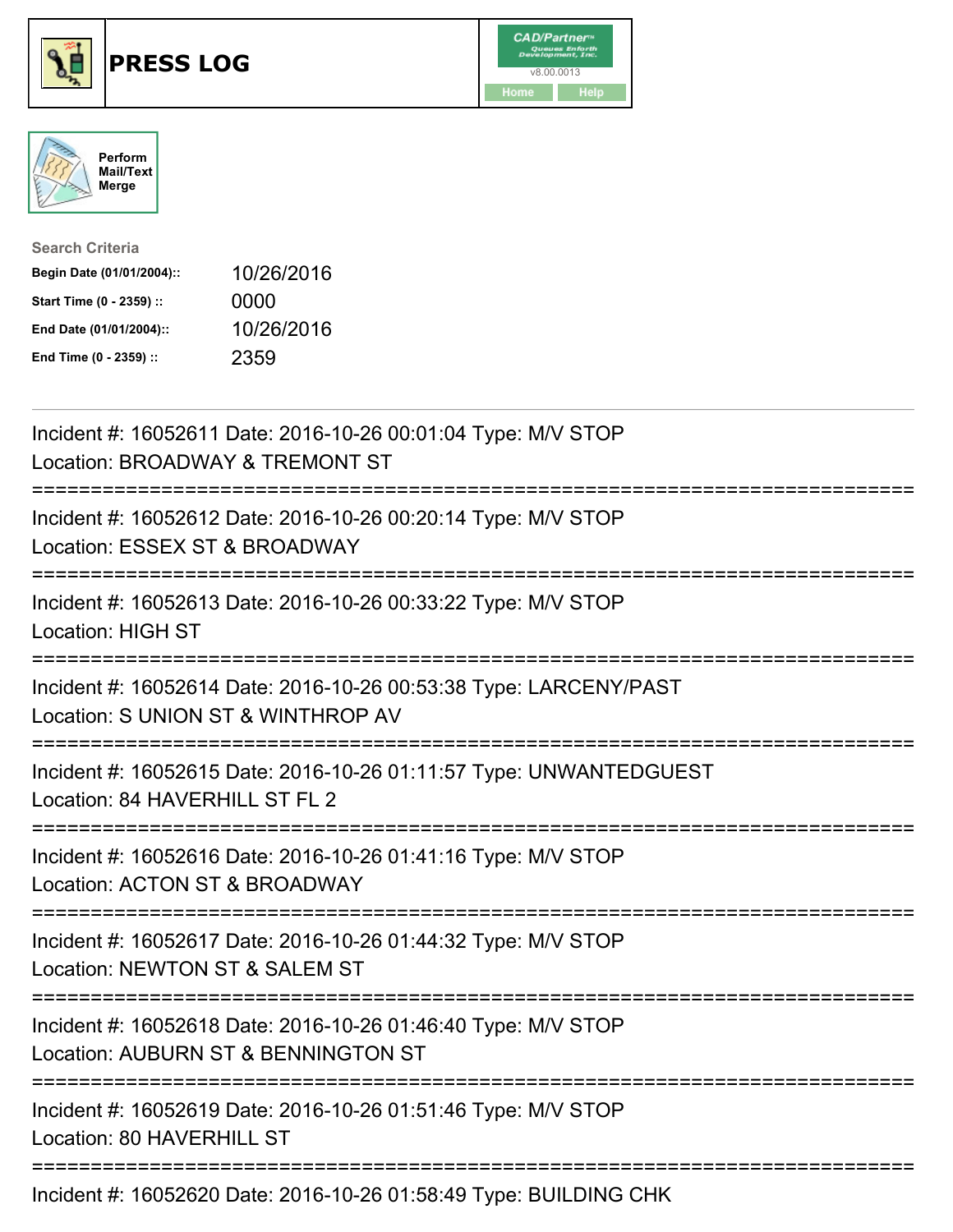# PRESS LOG

Perform Mail/Text Merge

**Search Criteria**

| | |
|---|---|
| **Begin Date (01/01/2004)::** | 10/26/2016 |
| **Start Time (0 - 2359) ::** | 0000 |
| **End Date (01/01/2004)::** | 10/26/2016 |
| **End Time (0 - 2359) ::** | 2359 |

---

Incident #: 16052611 Date: 2016-10-26 00:01:04 Type: M/V STOP
Location: BROADWAY & TREMONT ST

===========================================================================

Incident #: 16052612 Date: 2016-10-26 00:20:14 Type: M/V STOP
Location: ESSEX ST & BROADWAY

===========================================================================

Incident #: 16052613 Date: 2016-10-26 00:33:22 Type: M/V STOP
Location: HIGH ST

===========================================================================

Incident #: 16052614 Date: 2016-10-26 00:53:38 Type: LARCENY/PAST
Location: S UNION ST & WINTHROP AV

===========================================================================

Incident #: 16052615 Date: 2016-10-26 01:11:57 Type: UNWANTEDGUEST
Location: 84 HAVERHILL ST FL 2

===========================================================================

Incident #: 16052616 Date: 2016-10-26 01:41:16 Type: M/V STOP
Location: ACTON ST & BROADWAY

===========================================================================

Incident #: 16052617 Date: 2016-10-26 01:44:32 Type: M/V STOP
Location: NEWTON ST & SALEM ST

===========================================================================

Incident #: 16052618 Date: 2016-10-26 01:46:40 Type: M/V STOP
Location: AUBURN ST & BENNINGTON ST

===========================================================================

Incident #: 16052619 Date: 2016-10-26 01:51:46 Type: M/V STOP
Location: 80 HAVERHILL ST

===========================================================================

Incident #: 16052620 Date: 2016-10-26 01:58:49 Type: BUILDING CHK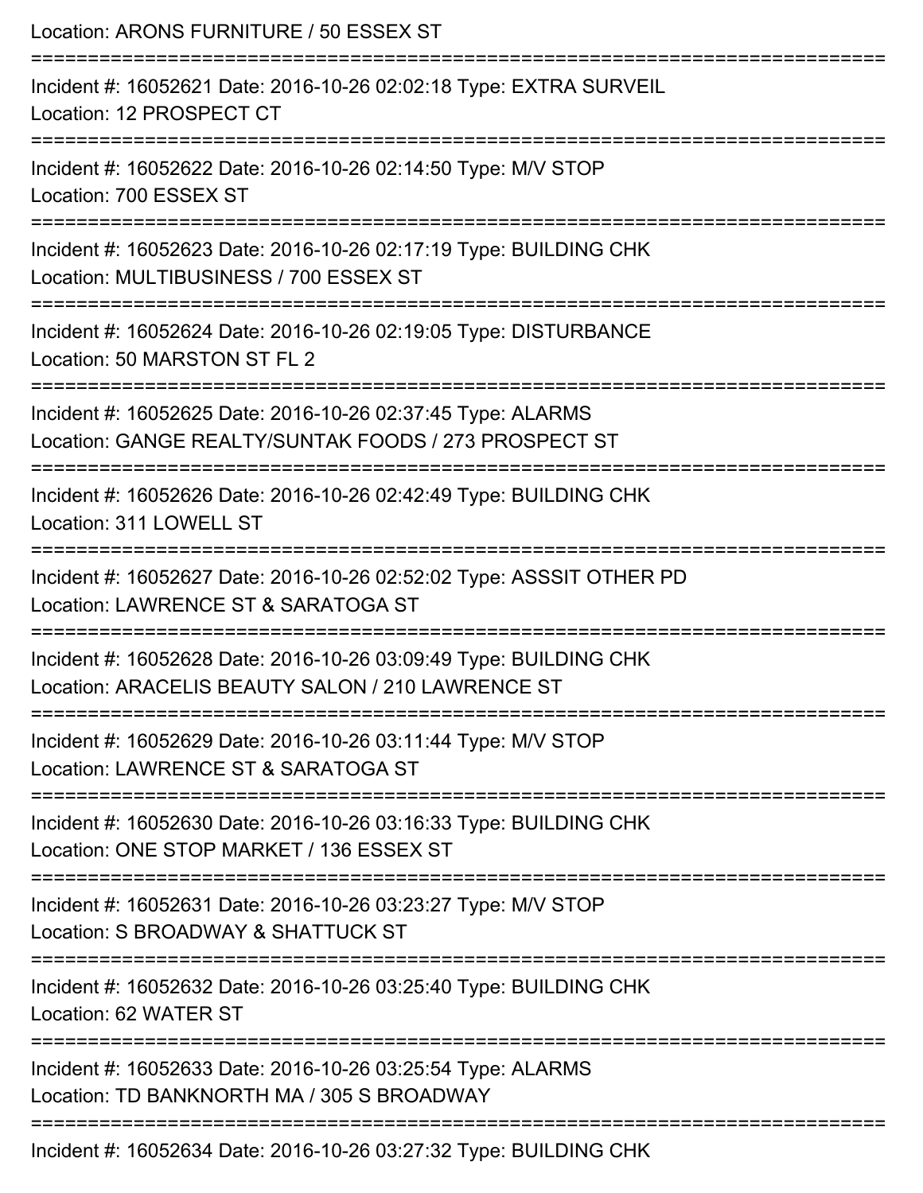Location: ARONS FURNITURE / 50 ESSEX ST

===========================================================================

Incident #: 16052621 Date: 2016-10-26 02:02:18 Type: EXTRA SURVEIL
Location: 12 PROSPECT CT

===========================================================================

Incident #: 16052622 Date: 2016-10-26 02:14:50 Type: M/V STOP
Location: 700 ESSEX ST

===========================================================================

Incident #: 16052623 Date: 2016-10-26 02:17:19 Type: BUILDING CHK
Location: MULTIBUSINESS / 700 ESSEX ST

===========================================================================

Incident #: 16052624 Date: 2016-10-26 02:19:05 Type: DISTURBANCE
Location: 50 MARSTON ST FL 2

===========================================================================

Incident #: 16052625 Date: 2016-10-26 02:37:45 Type: ALARMS
Location: GANGE REALTY/SUNTAK FOODS / 273 PROSPECT ST

===========================================================================

Incident #: 16052626 Date: 2016-10-26 02:42:49 Type: BUILDING CHK
Location: 311 LOWELL ST

===========================================================================

Incident #: 16052627 Date: 2016-10-26 02:52:02 Type: ASSSIT OTHER PD
Location: LAWRENCE ST & SARATOGA ST

===========================================================================

Incident #: 16052628 Date: 2016-10-26 03:09:49 Type: BUILDING CHK
Location: ARACELIS BEAUTY SALON / 210 LAWRENCE ST

===========================================================================

Incident #: 16052629 Date: 2016-10-26 03:11:44 Type: M/V STOP
Location: LAWRENCE ST & SARATOGA ST

===========================================================================

Incident #: 16052630 Date: 2016-10-26 03:16:33 Type: BUILDING CHK
Location: ONE STOP MARKET / 136 ESSEX ST

===========================================================================

Incident #: 16052631 Date: 2016-10-26 03:23:27 Type: M/V STOP
Location: S BROADWAY & SHATTUCK ST

===========================================================================

Incident #: 16052632 Date: 2016-10-26 03:25:40 Type: BUILDING CHK
Location: 62 WATER ST

===========================================================================

Incident #: 16052633 Date: 2016-10-26 03:25:54 Type: ALARMS
Location: TD BANKNORTH MA / 305 S BROADWAY

===========================================================================

Incident #: 16052634 Date: 2016-10-26 03:27:32 Type: BUILDING CHK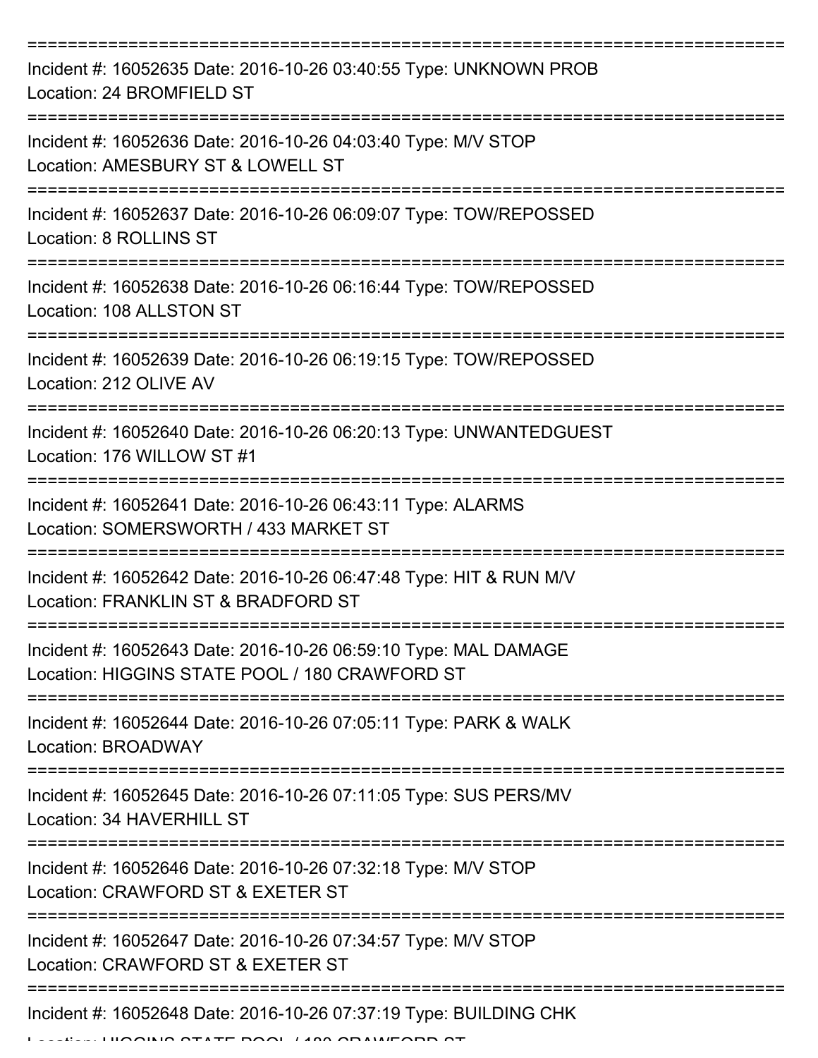===========================================================================

Incident #: 16052635 Date: 2016-10-26 03:40:55 Type: UNKNOWN PROB
Location: 24 BROMFIELD ST

===========================================================================

Incident #: 16052636 Date: 2016-10-26 04:03:40 Type: M/V STOP
Location: AMESBURY ST & LOWELL ST

===========================================================================

Incident #: 16052637 Date: 2016-10-26 06:09:07 Type: TOW/REPOSSED
Location: 8 ROLLINS ST

===========================================================================

Incident #: 16052638 Date: 2016-10-26 06:16:44 Type: TOW/REPOSSED
Location: 108 ALLSTON ST

===========================================================================

Incident #: 16052639 Date: 2016-10-26 06:19:15 Type: TOW/REPOSSED
Location: 212 OLIVE AV

===========================================================================

Incident #: 16052640 Date: 2016-10-26 06:20:13 Type: UNWANTEDGUEST
Location: 176 WILLOW ST #1

===========================================================================

Incident #: 16052641 Date: 2016-10-26 06:43:11 Type: ALARMS
Location: SOMERSWORTH / 433 MARKET ST

===========================================================================

Incident #: 16052642 Date: 2016-10-26 06:47:48 Type: HIT & RUN M/V
Location: FRANKLIN ST & BRADFORD ST

===========================================================================

Incident #: 16052643 Date: 2016-10-26 06:59:10 Type: MAL DAMAGE
Location: HIGGINS STATE POOL / 180 CRAWFORD ST

===========================================================================

Incident #: 16052644 Date: 2016-10-26 07:05:11 Type: PARK & WALK
Location: BROADWAY

===========================================================================

Incident #: 16052645 Date: 2016-10-26 07:11:05 Type: SUS PERS/MV
Location: 34 HAVERHILL ST

===========================================================================

Incident #: 16052646 Date: 2016-10-26 07:32:18 Type: M/V STOP
Location: CRAWFORD ST & EXETER ST

===========================================================================

Incident #: 16052647 Date: 2016-10-26 07:34:57 Type: M/V STOP
Location: CRAWFORD ST & EXETER ST

===========================================================================

Incident #: 16052648 Date: 2016-10-26 07:37:19 Type: BUILDING CHK
Location: HIGGINS STATE POOL / 180 CRAWFORD ST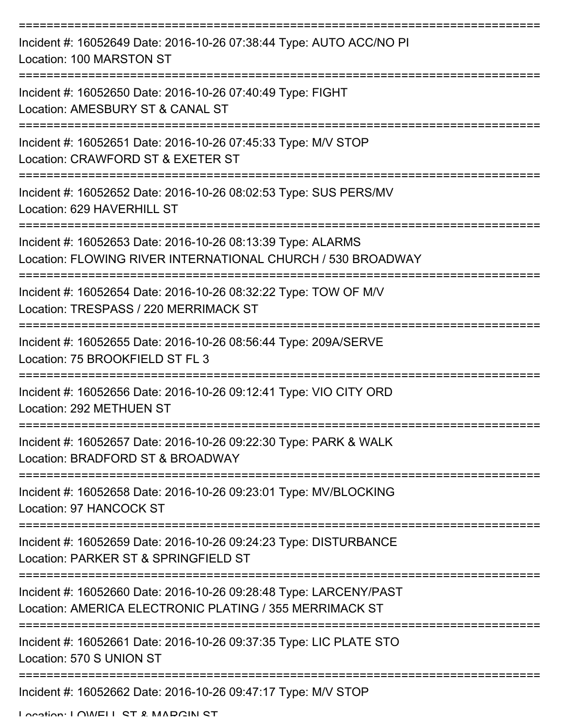===========================================================================

Incident #: 16052649 Date: 2016-10-26 07:38:44 Type: AUTO ACC/NO PI
Location: 100 MARSTON ST

===========================================================================

Incident #: 16052650 Date: 2016-10-26 07:40:49 Type: FIGHT
Location: AMESBURY ST & CANAL ST

===========================================================================

Incident #: 16052651 Date: 2016-10-26 07:45:33 Type: M/V STOP
Location: CRAWFORD ST & EXETER ST

===========================================================================

Incident #: 16052652 Date: 2016-10-26 08:02:53 Type: SUS PERS/MV
Location: 629 HAVERHILL ST

===========================================================================

Incident #: 16052653 Date: 2016-10-26 08:13:39 Type: ALARMS
Location: FLOWING RIVER INTERNATIONAL CHURCH / 530 BROADWAY

===========================================================================

Incident #: 16052654 Date: 2016-10-26 08:32:22 Type: TOW OF M/V
Location: TRESPASS / 220 MERRIMACK ST

===========================================================================

Incident #: 16052655 Date: 2016-10-26 08:56:44 Type: 209A/SERVE
Location: 75 BROOKFIELD ST FL 3

===========================================================================

Incident #: 16052656 Date: 2016-10-26 09:12:41 Type: VIO CITY ORD
Location: 292 METHUEN ST

===========================================================================

Incident #: 16052657 Date: 2016-10-26 09:22:30 Type: PARK & WALK
Location: BRADFORD ST & BROADWAY

===========================================================================

Incident #: 16052658 Date: 2016-10-26 09:23:01 Type: MV/BLOCKING
Location: 97 HANCOCK ST

===========================================================================

Incident #: 16052659 Date: 2016-10-26 09:24:23 Type: DISTURBANCE
Location: PARKER ST & SPRINGFIELD ST

===========================================================================

Incident #: 16052660 Date: 2016-10-26 09:28:48 Type: LARCENY/PAST
Location: AMERICA ELECTRONIC PLATING / 355 MERRIMACK ST

===========================================================================

Incident #: 16052661 Date: 2016-10-26 09:37:35 Type: LIC PLATE STO
Location: 570 S UNION ST

===========================================================================

Incident #: 16052662 Date: 2016-10-26 09:47:17 Type: M/V STOP
Location: LOWELL ST & MARGIN ST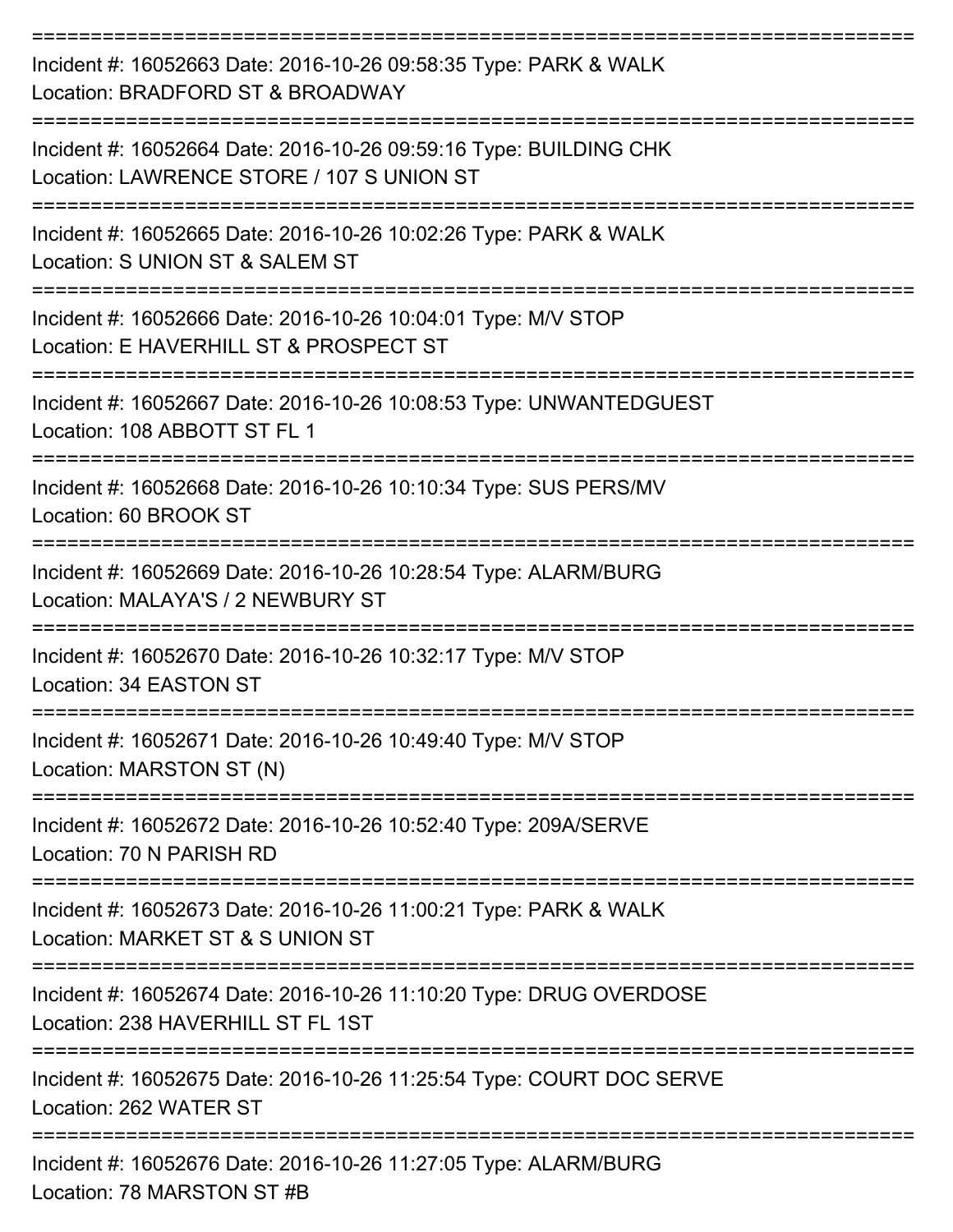===========================================================================

Incident #: 16052663 Date: 2016-10-26 09:58:35 Type: PARK & WALK
Location: BRADFORD ST & BROADWAY

===========================================================================

Incident #: 16052664 Date: 2016-10-26 09:59:16 Type: BUILDING CHK
Location: LAWRENCE STORE / 107 S UNION ST

===========================================================================

Incident #: 16052665 Date: 2016-10-26 10:02:26 Type: PARK & WALK
Location: S UNION ST & SALEM ST

===========================================================================

Incident #: 16052666 Date: 2016-10-26 10:04:01 Type: M/V STOP
Location: E HAVERHILL ST & PROSPECT ST

===========================================================================

Incident #: 16052667 Date: 2016-10-26 10:08:53 Type: UNWANTEDGUEST
Location: 108 ABBOTT ST FL 1

===========================================================================

Incident #: 16052668 Date: 2016-10-26 10:10:34 Type: SUS PERS/MV
Location: 60 BROOK ST

===========================================================================

Incident #: 16052669 Date: 2016-10-26 10:28:54 Type: ALARM/BURG
Location: MALAYA'S / 2 NEWBURY ST

===========================================================================

Incident #: 16052670 Date: 2016-10-26 10:32:17 Type: M/V STOP
Location: 34 EASTON ST

===========================================================================

Incident #: 16052671 Date: 2016-10-26 10:49:40 Type: M/V STOP
Location: MARSTON ST (N)

===========================================================================

Incident #: 16052672 Date: 2016-10-26 10:52:40 Type: 209A/SERVE
Location: 70 N PARISH RD

===========================================================================

Incident #: 16052673 Date: 2016-10-26 11:00:21 Type: PARK & WALK
Location: MARKET ST & S UNION ST

===========================================================================

Incident #: 16052674 Date: 2016-10-26 11:10:20 Type: DRUG OVERDOSE
Location: 238 HAVERHILL ST FL 1ST

===========================================================================

Incident #: 16052675 Date: 2016-10-26 11:25:54 Type: COURT DOC SERVE
Location: 262 WATER ST

===========================================================================

Incident #: 16052676 Date: 2016-10-26 11:27:05 Type: ALARM/BURG
Location: 78 MARSTON ST #B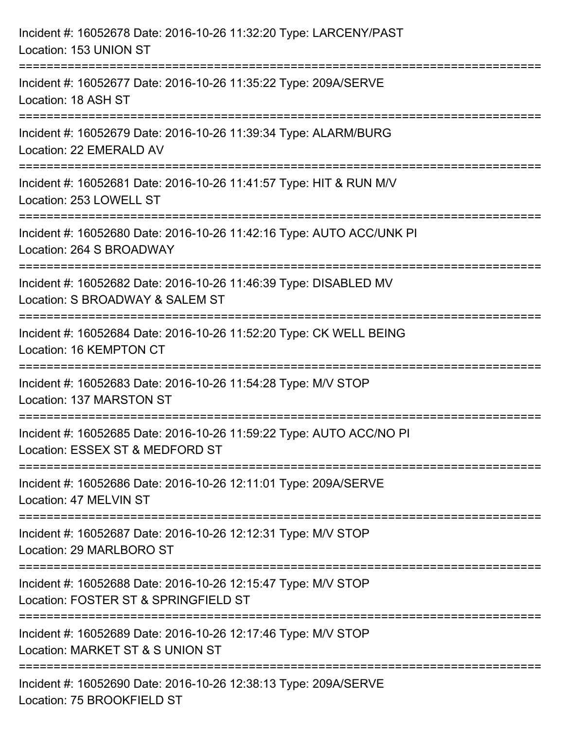Incident #: 16052678 Date: 2016-10-26 11:32:20 Type: LARCENY/PAST
Location: 153 UNION ST

===========================================================================

Incident #: 16052677 Date: 2016-10-26 11:35:22 Type: 209A/SERVE
Location: 18 ASH ST

===========================================================================

Incident #: 16052679 Date: 2016-10-26 11:39:34 Type: ALARM/BURG
Location: 22 EMERALD AV

===========================================================================

Incident #: 16052681 Date: 2016-10-26 11:41:57 Type: HIT & RUN M/V
Location: 253 LOWELL ST

===========================================================================

Incident #: 16052680 Date: 2016-10-26 11:42:16 Type: AUTO ACC/UNK PI
Location: 264 S BROADWAY

===========================================================================

Incident #: 16052682 Date: 2016-10-26 11:46:39 Type: DISABLED MV
Location: S BROADWAY & SALEM ST

===========================================================================

Incident #: 16052684 Date: 2016-10-26 11:52:20 Type: CK WELL BEING
Location: 16 KEMPTON CT

===========================================================================

Incident #: 16052683 Date: 2016-10-26 11:54:28 Type: M/V STOP
Location: 137 MARSTON ST

===========================================================================

Incident #: 16052685 Date: 2016-10-26 11:59:22 Type: AUTO ACC/NO PI
Location: ESSEX ST & MEDFORD ST

===========================================================================

Incident #: 16052686 Date: 2016-10-26 12:11:01 Type: 209A/SERVE
Location: 47 MELVIN ST

===========================================================================

Incident #: 16052687 Date: 2016-10-26 12:12:31 Type: M/V STOP
Location: 29 MARLBORO ST

===========================================================================

Incident #: 16052688 Date: 2016-10-26 12:15:47 Type: M/V STOP
Location: FOSTER ST & SPRINGFIELD ST

===========================================================================

Incident #: 16052689 Date: 2016-10-26 12:17:46 Type: M/V STOP
Location: MARKET ST & S UNION ST

===========================================================================

Incident #: 16052690 Date: 2016-10-26 12:38:13 Type: 209A/SERVE
Location: 75 BROOKFIELD ST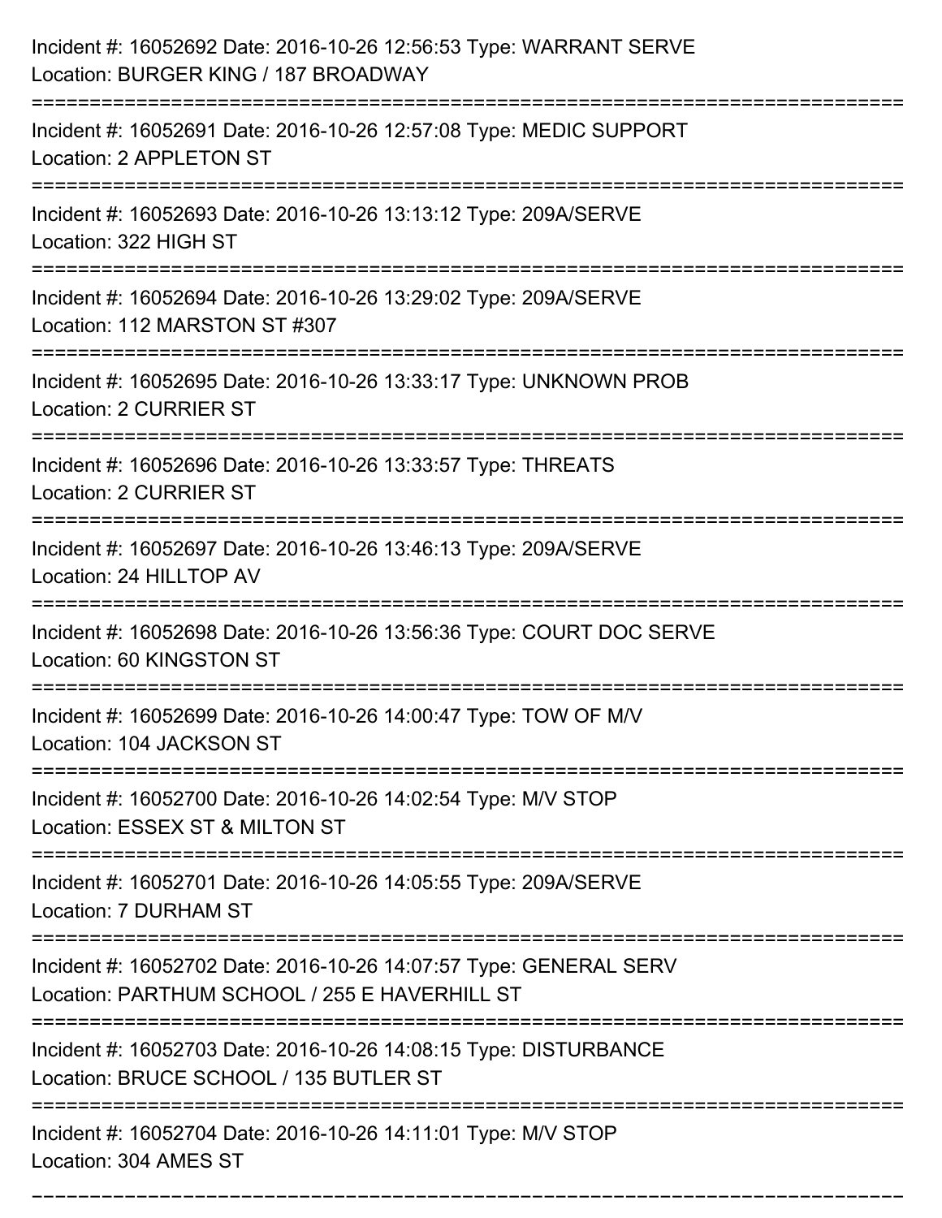Incident #: 16052692 Date: 2016-10-26 12:56:53 Type: WARRANT SERVE
Location: BURGER KING / 187 BROADWAY

===========================================================================

Incident #: 16052691 Date: 2016-10-26 12:57:08 Type: MEDIC SUPPORT
Location: 2 APPLETON ST

===========================================================================

Incident #: 16052693 Date: 2016-10-26 13:13:12 Type: 209A/SERVE
Location: 322 HIGH ST

===========================================================================

Incident #: 16052694 Date: 2016-10-26 13:29:02 Type: 209A/SERVE
Location: 112 MARSTON ST #307

===========================================================================

Incident #: 16052695 Date: 2016-10-26 13:33:17 Type: UNKNOWN PROB
Location: 2 CURRIER ST

===========================================================================

Incident #: 16052696 Date: 2016-10-26 13:33:57 Type: THREATS
Location: 2 CURRIER ST

===========================================================================

Incident #: 16052697 Date: 2016-10-26 13:46:13 Type: 209A/SERVE
Location: 24 HILLTOP AV

===========================================================================

Incident #: 16052698 Date: 2016-10-26 13:56:36 Type: COURT DOC SERVE
Location: 60 KINGSTON ST

===========================================================================

Incident #: 16052699 Date: 2016-10-26 14:00:47 Type: TOW OF M/V
Location: 104 JACKSON ST

===========================================================================

Incident #: 16052700 Date: 2016-10-26 14:02:54 Type: M/V STOP
Location: ESSEX ST & MILTON ST

===========================================================================

Incident #: 16052701 Date: 2016-10-26 14:05:55 Type: 209A/SERVE
Location: 7 DURHAM ST

===========================================================================

Incident #: 16052702 Date: 2016-10-26 14:07:57 Type: GENERAL SERV
Location: PARTHUM SCHOOL / 255 E HAVERHILL ST

===========================================================================

Incident #: 16052703 Date: 2016-10-26 14:08:15 Type: DISTURBANCE
Location: BRUCE SCHOOL / 135 BUTLER ST

===========================================================================

Incident #: 16052704 Date: 2016-10-26 14:11:01 Type: M/V STOP
Location: 304 AMES ST

===========================================================================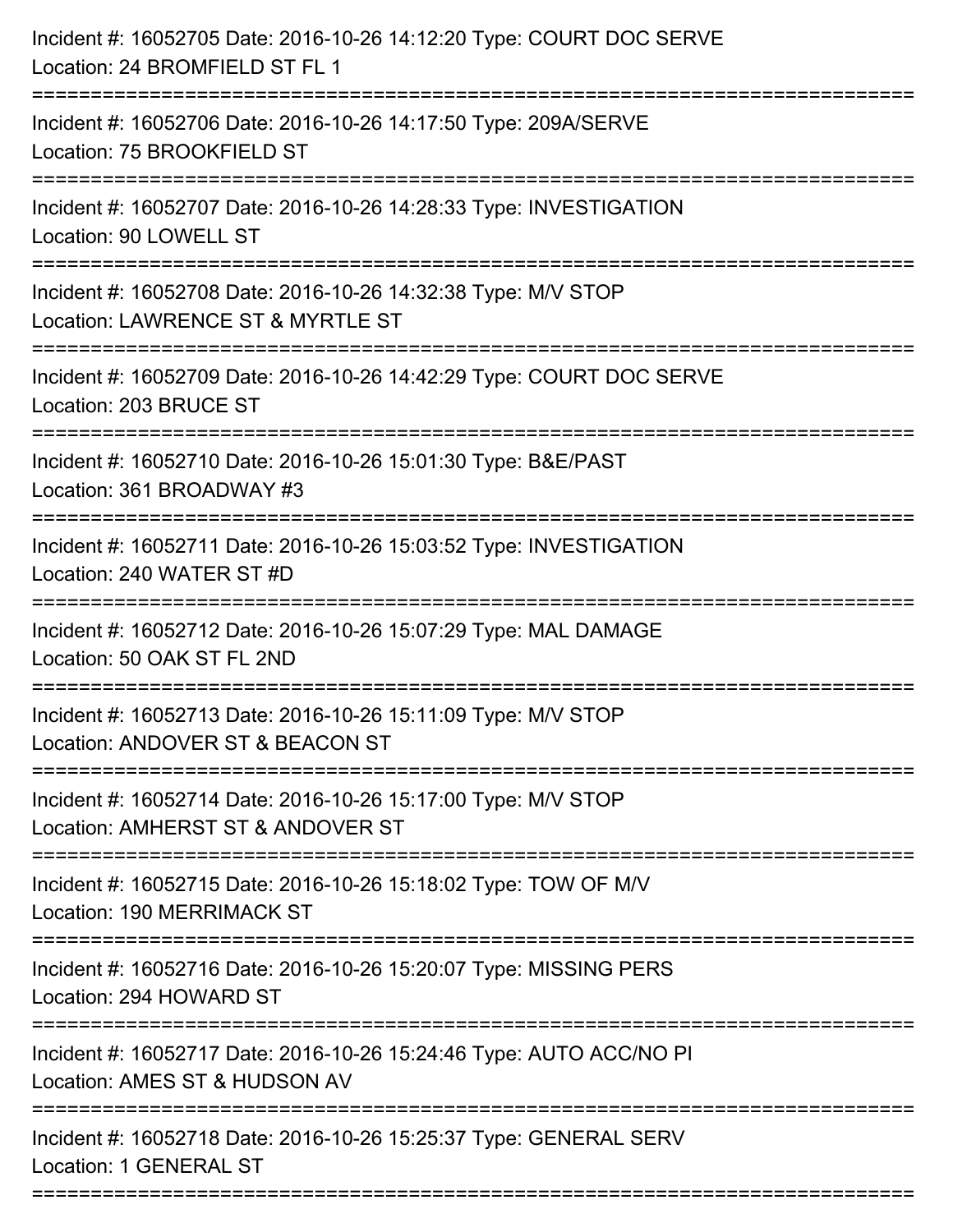Incident #: 16052705 Date: 2016-10-26 14:12:20 Type: COURT DOC SERVE
Location: 24 BROMFIELD ST FL 1

===========================================================================

Incident #: 16052706 Date: 2016-10-26 14:17:50 Type: 209A/SERVE
Location: 75 BROOKFIELD ST

===========================================================================

Incident #: 16052707 Date: 2016-10-26 14:28:33 Type: INVESTIGATION
Location: 90 LOWELL ST

===========================================================================

Incident #: 16052708 Date: 2016-10-26 14:32:38 Type: M/V STOP
Location: LAWRENCE ST & MYRTLE ST

===========================================================================

Incident #: 16052709 Date: 2016-10-26 14:42:29 Type: COURT DOC SERVE
Location: 203 BRUCE ST

===========================================================================

Incident #: 16052710 Date: 2016-10-26 15:01:30 Type: B&E/PAST
Location: 361 BROADWAY #3

===========================================================================

Incident #: 16052711 Date: 2016-10-26 15:03:52 Type: INVESTIGATION
Location: 240 WATER ST #D

===========================================================================

Incident #: 16052712 Date: 2016-10-26 15:07:29 Type: MAL DAMAGE
Location: 50 OAK ST FL 2ND

===========================================================================

Incident #: 16052713 Date: 2016-10-26 15:11:09 Type: M/V STOP
Location: ANDOVER ST & BEACON ST

===========================================================================

Incident #: 16052714 Date: 2016-10-26 15:17:00 Type: M/V STOP
Location: AMHERST ST & ANDOVER ST

===========================================================================

Incident #: 16052715 Date: 2016-10-26 15:18:02 Type: TOW OF M/V
Location: 190 MERRIMACK ST

===========================================================================

Incident #: 16052716 Date: 2016-10-26 15:20:07 Type: MISSING PERS
Location: 294 HOWARD ST

===========================================================================

Incident #: 16052717 Date: 2016-10-26 15:24:46 Type: AUTO ACC/NO PI
Location: AMES ST & HUDSON AV

===========================================================================

Incident #: 16052718 Date: 2016-10-26 15:25:37 Type: GENERAL SERV
Location: 1 GENERAL ST

===========================================================================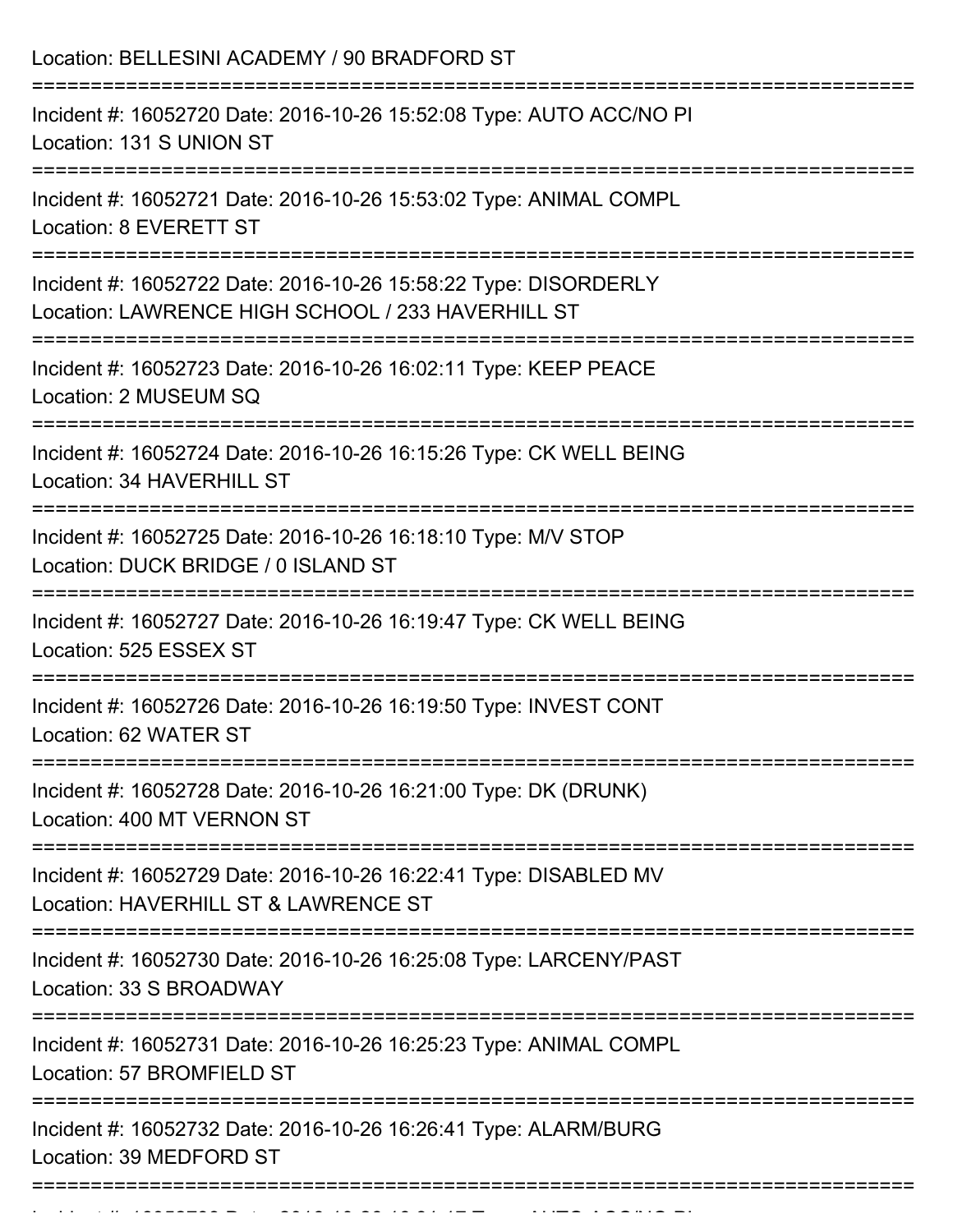Location: BELLESINI ACADEMY / 90 BRADFORD ST

===========================================================================

Incident #: 16052720 Date: 2016-10-26 15:52:08 Type: AUTO ACC/NO PI
Location: 131 S UNION ST

===========================================================================

Incident #: 16052721 Date: 2016-10-26 15:53:02 Type: ANIMAL COMPL
Location: 8 EVERETT ST

===========================================================================

Incident #: 16052722 Date: 2016-10-26 15:58:22 Type: DISORDERLY
Location: LAWRENCE HIGH SCHOOL / 233 HAVERHILL ST

===========================================================================

Incident #: 16052723 Date: 2016-10-26 16:02:11 Type: KEEP PEACE
Location: 2 MUSEUM SQ

===========================================================================

Incident #: 16052724 Date: 2016-10-26 16:15:26 Type: CK WELL BEING
Location: 34 HAVERHILL ST

===========================================================================

Incident #: 16052725 Date: 2016-10-26 16:18:10 Type: M/V STOP
Location: DUCK BRIDGE / 0 ISLAND ST

===========================================================================

Incident #: 16052727 Date: 2016-10-26 16:19:47 Type: CK WELL BEING
Location: 525 ESSEX ST

===========================================================================

Incident #: 16052726 Date: 2016-10-26 16:19:50 Type: INVEST CONT
Location: 62 WATER ST

===========================================================================

Incident #: 16052728 Date: 2016-10-26 16:21:00 Type: DK (DRUNK)
Location: 400 MT VERNON ST

===========================================================================

Incident #: 16052729 Date: 2016-10-26 16:22:41 Type: DISABLED MV
Location: HAVERHILL ST & LAWRENCE ST

===========================================================================

Incident #: 16052730 Date: 2016-10-26 16:25:08 Type: LARCENY/PAST
Location: 33 S BROADWAY

===========================================================================

Incident #: 16052731 Date: 2016-10-26 16:25:23 Type: ANIMAL COMPL
Location: 57 BROMFIELD ST

===========================================================================

Incident #: 16052732 Date: 2016-10-26 16:26:41 Type: ALARM/BURG
Location: 39 MEDFORD ST

===========================================================================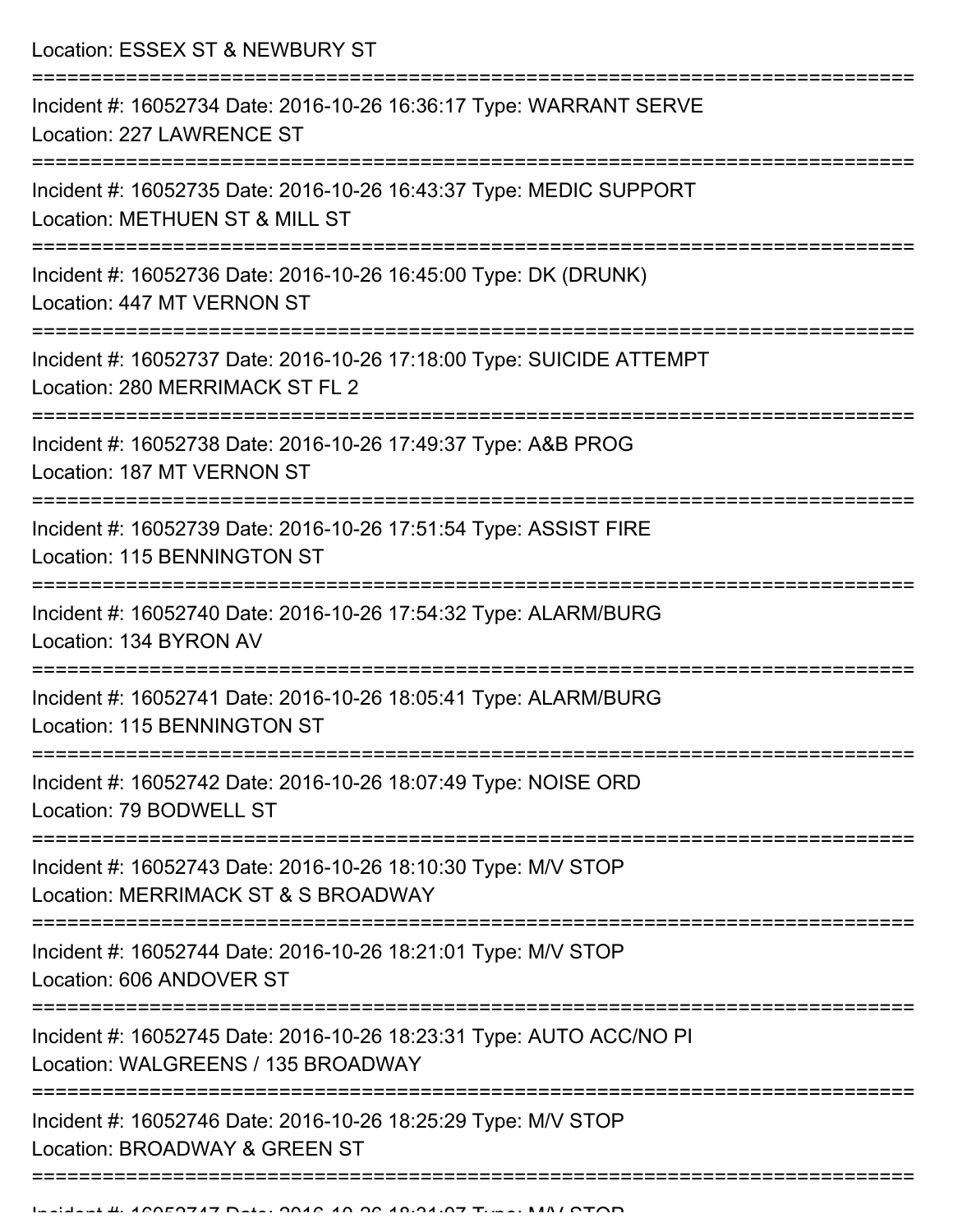Location: ESSEX ST & NEWBURY ST

===========================================================================

Incident #: 16052734 Date: 2016-10-26 16:36:17 Type: WARRANT SERVE
Location: 227 LAWRENCE ST

===========================================================================

Incident #: 16052735 Date: 2016-10-26 16:43:37 Type: MEDIC SUPPORT
Location: METHUEN ST & MILL ST

===========================================================================

Incident #: 16052736 Date: 2016-10-26 16:45:00 Type: DK (DRUNK)
Location: 447 MT VERNON ST

===========================================================================

Incident #: 16052737 Date: 2016-10-26 17:18:00 Type: SUICIDE ATTEMPT
Location: 280 MERRIMACK ST FL 2

===========================================================================

Incident #: 16052738 Date: 2016-10-26 17:49:37 Type: A&B PROG
Location: 187 MT VERNON ST

===========================================================================

Incident #: 16052739 Date: 2016-10-26 17:51:54 Type: ASSIST FIRE
Location: 115 BENNINGTON ST

===========================================================================

Incident #: 16052740 Date: 2016-10-26 17:54:32 Type: ALARM/BURG
Location: 134 BYRON AV

===========================================================================

Incident #: 16052741 Date: 2016-10-26 18:05:41 Type: ALARM/BURG
Location: 115 BENNINGTON ST

===========================================================================

Incident #: 16052742 Date: 2016-10-26 18:07:49 Type: NOISE ORD
Location: 79 BODWELL ST

===========================================================================

Incident #: 16052743 Date: 2016-10-26 18:10:30 Type: M/V STOP
Location: MERRIMACK ST & S BROADWAY

===========================================================================

Incident #: 16052744 Date: 2016-10-26 18:21:01 Type: M/V STOP
Location: 606 ANDOVER ST

===========================================================================

Incident #: 16052745 Date: 2016-10-26 18:23:31 Type: AUTO ACC/NO PI
Location: WALGREENS / 135 BROADWAY

===========================================================================

Incident #: 16052746 Date: 2016-10-26 18:25:29 Type: M/V STOP
Location: BROADWAY & GREEN ST

===========================================================================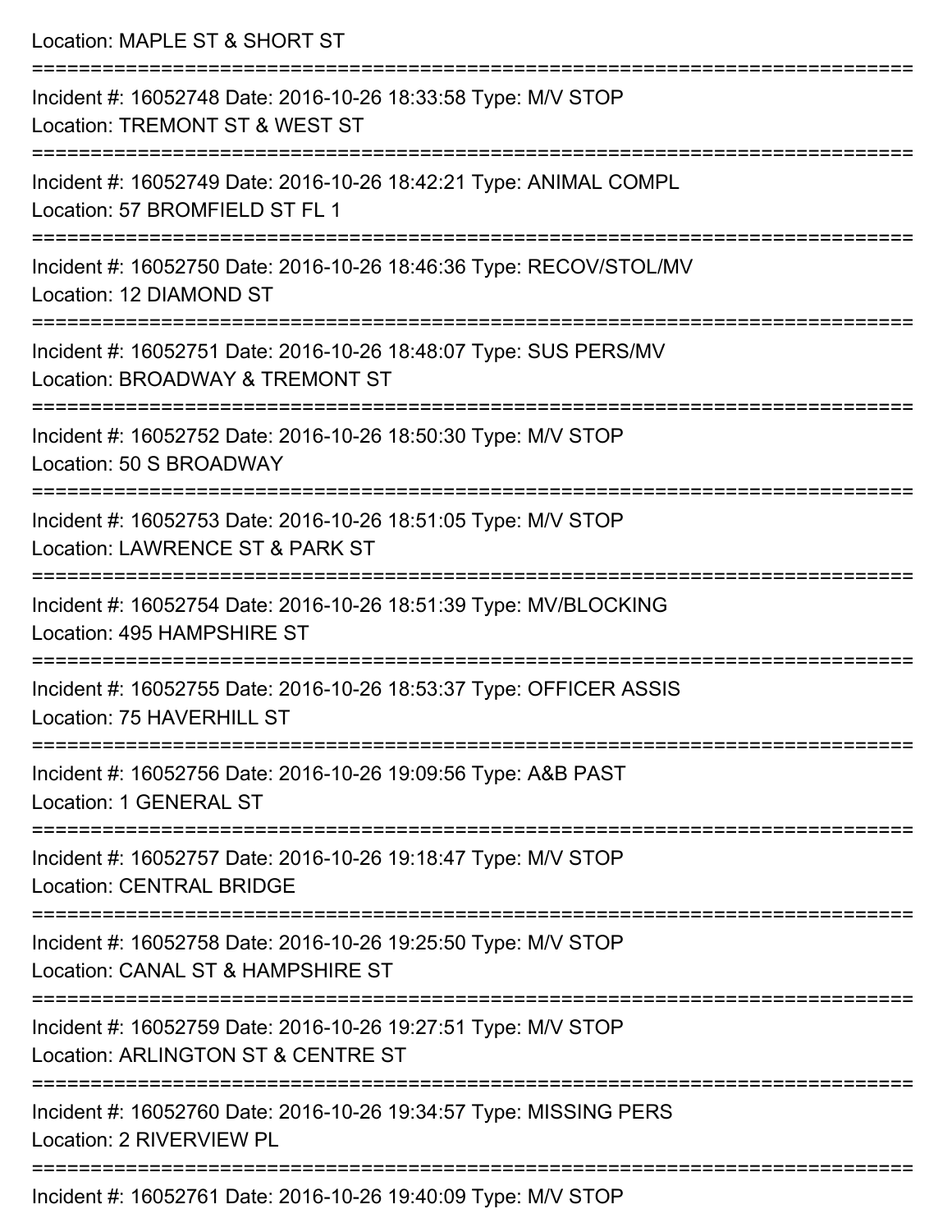Location: MAPLE ST & SHORT ST

===========================================================================

Incident #: 16052748 Date: 2016-10-26 18:33:58 Type: M/V STOP
Location: TREMONT ST & WEST ST

===========================================================================

Incident #: 16052749 Date: 2016-10-26 18:42:21 Type: ANIMAL COMPL
Location: 57 BROMFIELD ST FL 1

===========================================================================

Incident #: 16052750 Date: 2016-10-26 18:46:36 Type: RECOV/STOL/MV
Location: 12 DIAMOND ST

===========================================================================

Incident #: 16052751 Date: 2016-10-26 18:48:07 Type: SUS PERS/MV
Location: BROADWAY & TREMONT ST

===========================================================================

Incident #: 16052752 Date: 2016-10-26 18:50:30 Type: M/V STOP
Location: 50 S BROADWAY

===========================================================================

Incident #: 16052753 Date: 2016-10-26 18:51:05 Type: M/V STOP
Location: LAWRENCE ST & PARK ST

===========================================================================

Incident #: 16052754 Date: 2016-10-26 18:51:39 Type: MV/BLOCKING
Location: 495 HAMPSHIRE ST

===========================================================================

Incident #: 16052755 Date: 2016-10-26 18:53:37 Type: OFFICER ASSIS
Location: 75 HAVERHILL ST

===========================================================================

Incident #: 16052756 Date: 2016-10-26 19:09:56 Type: A&B PAST
Location: 1 GENERAL ST

===========================================================================

Incident #: 16052757 Date: 2016-10-26 19:18:47 Type: M/V STOP
Location: CENTRAL BRIDGE

===========================================================================

Incident #: 16052758 Date: 2016-10-26 19:25:50 Type: M/V STOP
Location: CANAL ST & HAMPSHIRE ST

===========================================================================

Incident #: 16052759 Date: 2016-10-26 19:27:51 Type: M/V STOP
Location: ARLINGTON ST & CENTRE ST

===========================================================================

Incident #: 16052760 Date: 2016-10-26 19:34:57 Type: MISSING PERS
Location: 2 RIVERVIEW PL

===========================================================================

Incident #: 16052761 Date: 2016-10-26 19:40:09 Type: M/V STOP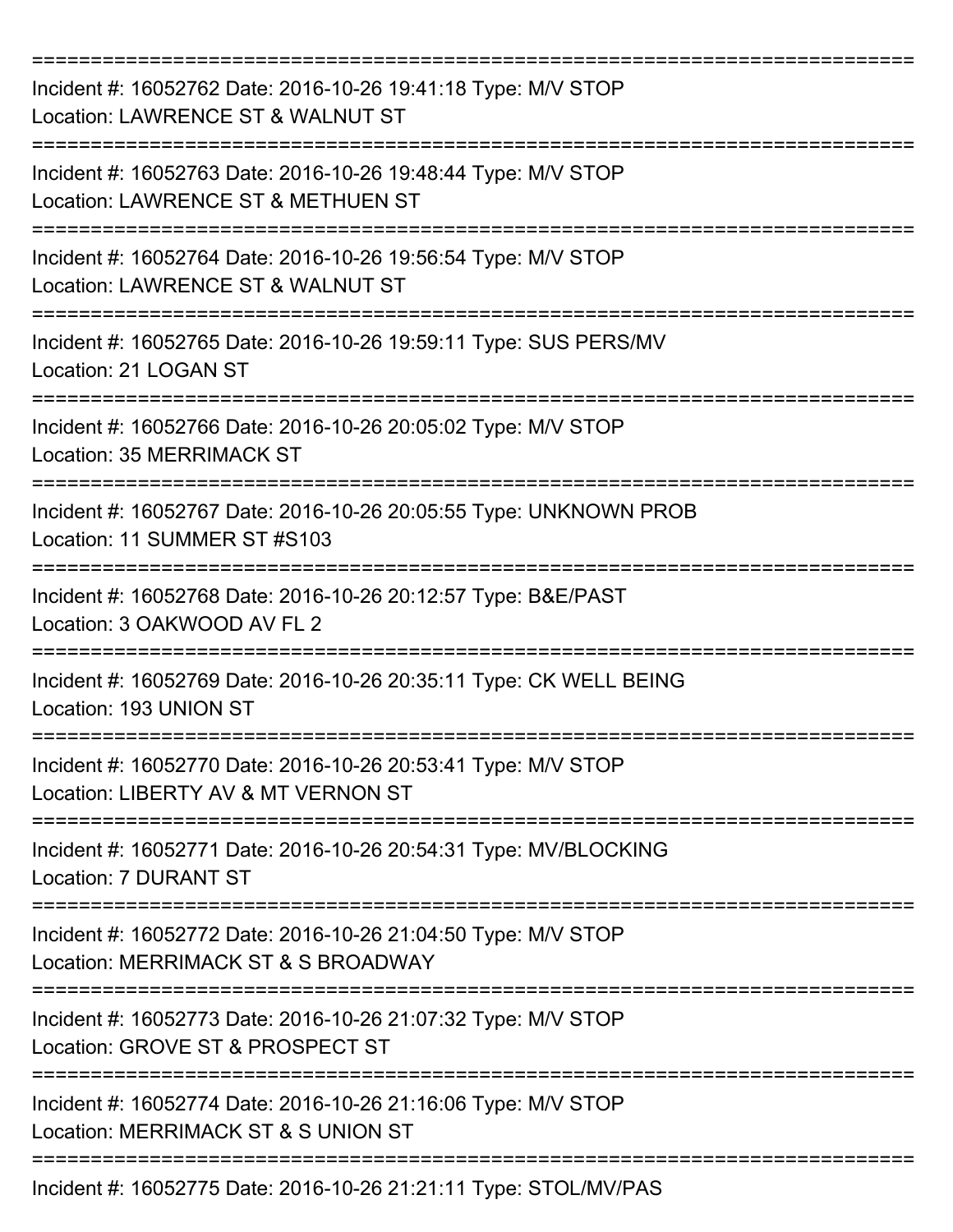===========================================================================

Incident #: 16052762 Date: 2016-10-26 19:41:18 Type: M/V STOP

Location: LAWRENCE ST & WALNUT ST

===========================================================================

Incident #: 16052763 Date: 2016-10-26 19:48:44 Type: M/V STOP

Location: LAWRENCE ST & METHUEN ST

===========================================================================

Incident #: 16052764 Date: 2016-10-26 19:56:54 Type: M/V STOP

Location: LAWRENCE ST & WALNUT ST

===========================================================================

Incident #: 16052765 Date: 2016-10-26 19:59:11 Type: SUS PERS/MV

Location: 21 LOGAN ST

===========================================================================

Incident #: 16052766 Date: 2016-10-26 20:05:02 Type: M/V STOP

Location: 35 MERRIMACK ST

===========================================================================

Incident #: 16052767 Date: 2016-10-26 20:05:55 Type: UNKNOWN PROB

Location: 11 SUMMER ST #S103

===========================================================================

Incident #: 16052768 Date: 2016-10-26 20:12:57 Type: B&E/PAST

Location: 3 OAKWOOD AV FL 2

===========================================================================

Incident #: 16052769 Date: 2016-10-26 20:35:11 Type: CK WELL BEING

Location: 193 UNION ST

===========================================================================

Incident #: 16052770 Date: 2016-10-26 20:53:41 Type: M/V STOP

Location: LIBERTY AV & MT VERNON ST

===========================================================================

Incident #: 16052771 Date: 2016-10-26 20:54:31 Type: MV/BLOCKING

Location: 7 DURANT ST

===========================================================================

Incident #: 16052772 Date: 2016-10-26 21:04:50 Type: M/V STOP

Location: MERRIMACK ST & S BROADWAY

===========================================================================

Incident #: 16052773 Date: 2016-10-26 21:07:32 Type: M/V STOP

Location: GROVE ST & PROSPECT ST

===========================================================================

Incident #: 16052774 Date: 2016-10-26 21:16:06 Type: M/V STOP

Location: MERRIMACK ST & S UNION ST

===========================================================================

Incident #: 16052775 Date: 2016-10-26 21:21:11 Type: STOL/MV/PAS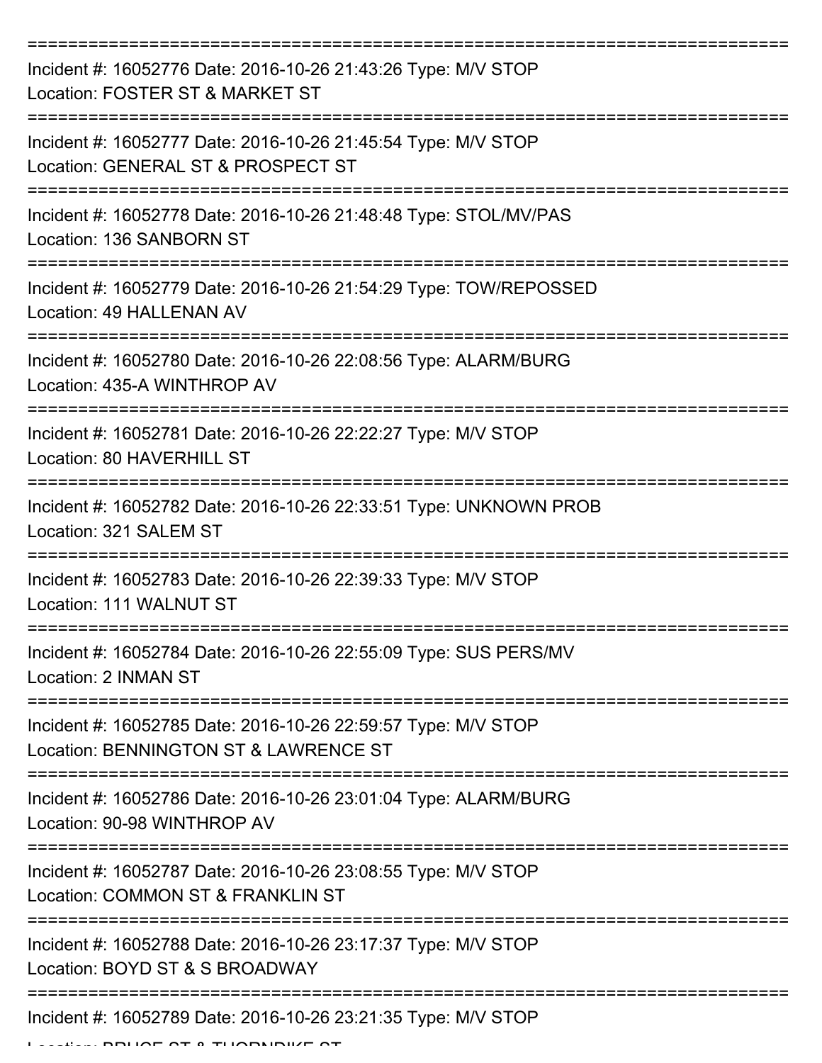===========================================================================
Incident #: 16052776 Date: 2016-10-26 21:43:26 Type: M/V STOP
Location: FOSTER ST & MARKET ST
===========================================================================
Incident #: 16052777 Date: 2016-10-26 21:45:54 Type: M/V STOP
Location: GENERAL ST & PROSPECT ST
===========================================================================
Incident #: 16052778 Date: 2016-10-26 21:48:48 Type: STOL/MV/PAS
Location: 136 SANBORN ST
===========================================================================
Incident #: 16052779 Date: 2016-10-26 21:54:29 Type: TOW/REPOSSED
Location: 49 HALLENAN AV
===========================================================================
Incident #: 16052780 Date: 2016-10-26 22:08:56 Type: ALARM/BURG
Location: 435-A WINTHROP AV
===========================================================================
Incident #: 16052781 Date: 2016-10-26 22:22:27 Type: M/V STOP
Location: 80 HAVERHILL ST
===========================================================================
Incident #: 16052782 Date: 2016-10-26 22:33:51 Type: UNKNOWN PROB
Location: 321 SALEM ST
===========================================================================
Incident #: 16052783 Date: 2016-10-26 22:39:33 Type: M/V STOP
Location: 111 WALNUT ST
===========================================================================
Incident #: 16052784 Date: 2016-10-26 22:55:09 Type: SUS PERS/MV
Location: 2 INMAN ST
===========================================================================
Incident #: 16052785 Date: 2016-10-26 22:59:57 Type: M/V STOP
Location: BENNINGTON ST & LAWRENCE ST
===========================================================================
Incident #: 16052786 Date: 2016-10-26 23:01:04 Type: ALARM/BURG
Location: 90-98 WINTHROP AV
===========================================================================
Incident #: 16052787 Date: 2016-10-26 23:08:55 Type: M/V STOP
Location: COMMON ST & FRANKLIN ST
===========================================================================
Incident #: 16052788 Date: 2016-10-26 23:17:37 Type: M/V STOP
Location: BOYD ST & S BROADWAY
===========================================================================
Incident #: 16052789 Date: 2016-10-26 23:21:35 Type: M/V STOP
Location: BRUCE ST & THORNDIKE ST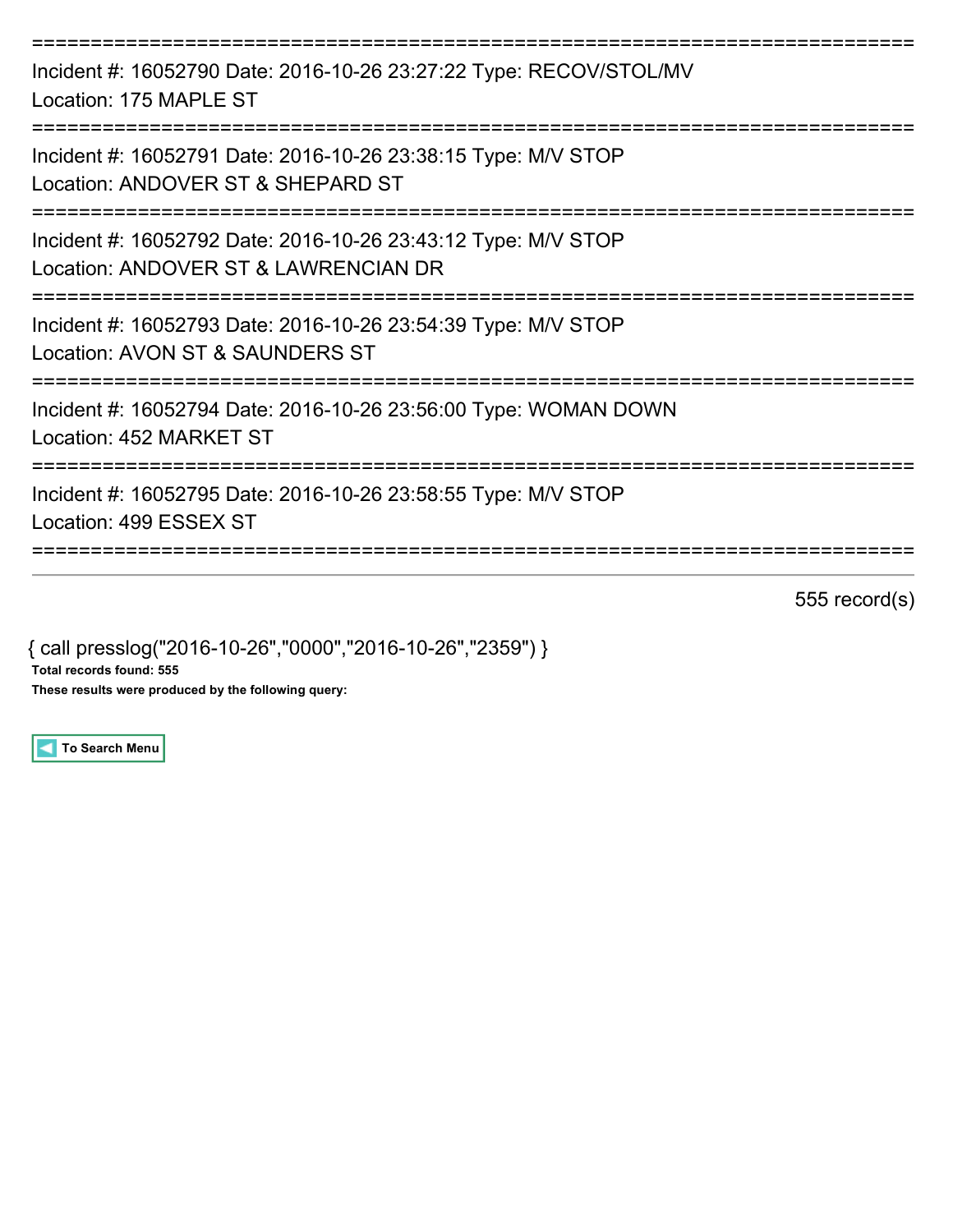===========================================================================

Incident #: 16052790 Date: 2016-10-26 23:27:22 Type: RECOV/STOL/MV
Location: 175 MAPLE ST

===========================================================================

Incident #: 16052791 Date: 2016-10-26 23:38:15 Type: M/V STOP
Location: ANDOVER ST & SHEPARD ST

===========================================================================

Incident #: 16052792 Date: 2016-10-26 23:43:12 Type: M/V STOP
Location: ANDOVER ST & LAWRENCIAN DR

===========================================================================

Incident #: 16052793 Date: 2016-10-26 23:54:39 Type: M/V STOP
Location: AVON ST & SAUNDERS ST

===========================================================================

Incident #: 16052794 Date: 2016-10-26 23:56:00 Type: WOMAN DOWN
Location: 452 MARKET ST

===========================================================================

Incident #: 16052795 Date: 2016-10-26 23:58:55 Type: M/V STOP
Location: 499 ESSEX ST

===========================================================================

555 record(s)

{ call presslog("2016-10-26","0000","2016-10-26","2359") }

**Total records found: 555**

**These results were produced by the following query:**

To Search Menu